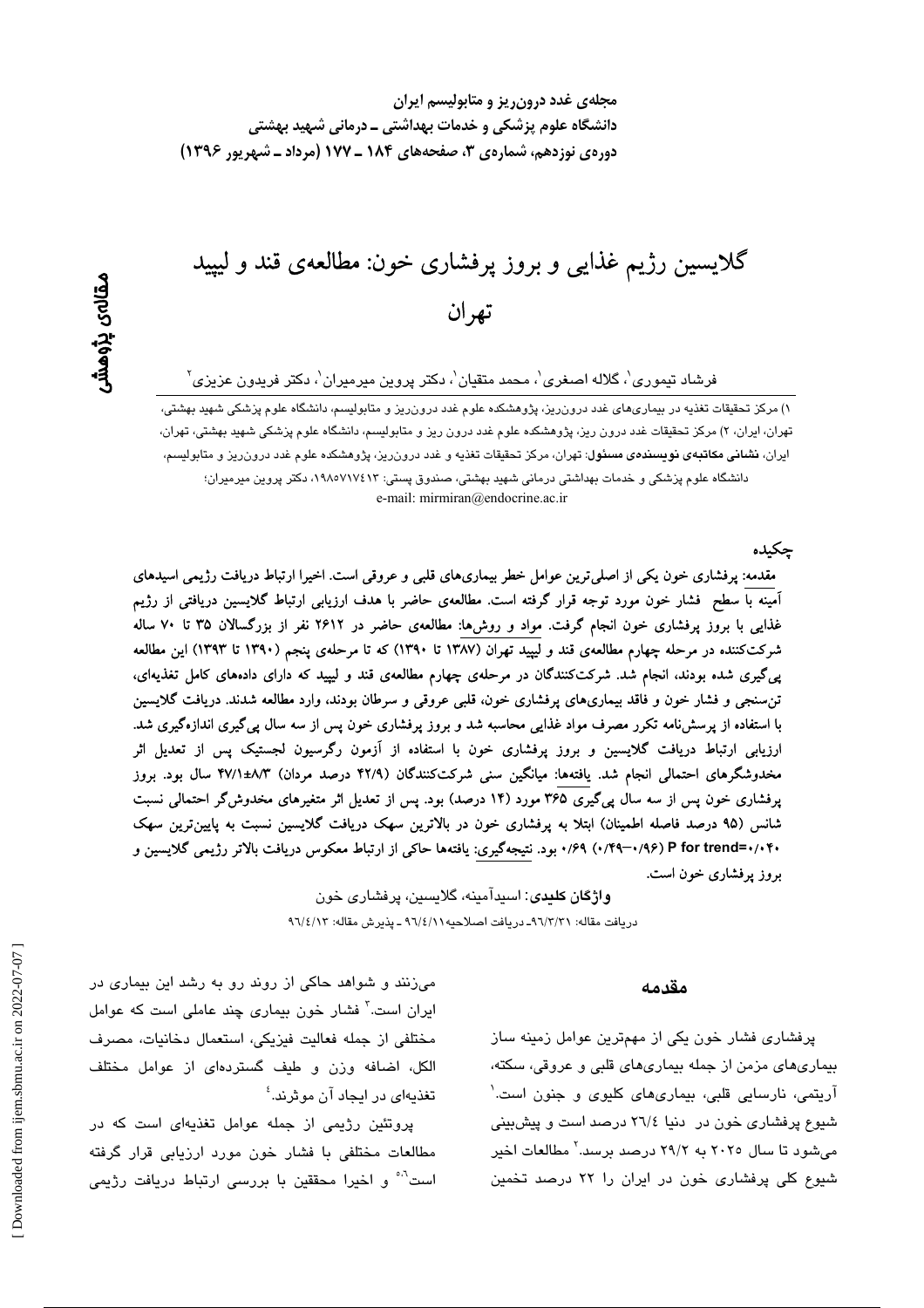# گلایسین رژیم غذایی و بروز پرفشاری خون: مطالعه‌ی قند و لیپید تهران

**مقاله‌ی پژوهشی**

فرشاد تیموری[1]، گلاله اصغری[1]، محمد متقیان[1]، دکتر پروین میرمیران[1]، دکتر فریدون عزیزی[2]

۱) مرکز تحقیقات تغذیه در بیماری‌های غدد درون‌ریز، پژوهشکده علوم غدد درون‌ریز و متابولیسم، دانشگاه علوم پزشکی شهید بهشتی، تهران، ایران، ۲) مرکز تحقیقات غدد درون ریز، پژوهشکده علوم غدد درون ریز و متابولیسم، دانشگاه علوم پزشکی شهید بهشتی، تهران، ایران، **نشانی مکاتبه‌ی نویسنده‌ی مسئول**: تهران، مرکز تحقیقات تغذیه و غدد درون‌ریز، پژوهشکده علوم غدد درون‌ریز و متابولیسم، دانشگاه علوم پزشکی و خدمات بهداشتی درمانی شهید بهشتی، صندوق پستی: ۱۹۸۵۷۱۷۴۱۳، دکتر پروین میرمیران؛
e-mail: mirmiran@endocrine.ac.ir

## چکیده

مقدمه: پرفشاری خون یکی از اصلی‌ترین عوامل خطر بیماری‌های قلبی و عروقی است. اخیرا ارتباط دریافت رژیمی اسیدهای آمینه با سطح فشار خون مورد توجه قرار گرفته است. مطالعه‌ی حاضر با هدف ارزیابی ارتباط گلایسین دریافتی از رژیم غذایی با بروز پرفشاری خون انجام گرفت. مواد و روش‌ها: مطالعه‌ی حاضر در ۲۶۱۲ نفر از بزرگسالان ۳۵ تا ۷۰ ساله شرکت‌کننده در مرحله چهارم مطالعه‌ی قند و لیپید تهران (۱۳۸۷ تا ۱۳۹۰) که تا مرحله‌ی پنجم (۱۳۹۰ تا ۱۳۹۳) این مطالعه پی‌گیری شده بودند، انجام شد. شرکت‌کنندگان در مرحله‌ی چهارم مطالعه‌ی قند و لیپید که دارای داده‌های کامل تغذیه‌ای، تن‌سنجی و فشار خون و فاقد بیماری‌های پرفشاری خون، قلبی عروقی و سرطان بودند، وارد مطالعه شدند. دریافت گلایسین با استفاده از پرسش‌نامه تکرر مصرف مواد غذایی محاسبه شد و بروز پرفشاری خون پس از سه سال پی‌گیری اندازه‌گیری شد. ارزیابی ارتباط دریافت گلایسین و بروز پرفشاری خون با استفاده از آزمون رگرسیون لجستیک پس از تعدیل اثر مخدوشگرهای احتمالی انجام شد. یافته‌ها: میانگین سنی شرکت‌کنندگان (۴۲/۹ درصد مردان) ۸/۳±۴۷/۱ سال بود. بروز پرفشاری خون پس از سه سال پی‌گیری ۳۶۵ مورد (۱۴ درصد) بود. پس از تعدیل اثر متغیرهای مخدوش‌گر احتمالی نسبت شانس (۹۵ درصد فاصله اطمینان) ابتلا به پرفشاری خون در بالاترین سهک دریافت گلایسین نسبت به پایین‌ترین سهک ۰/۶۹ (۰/۹۶–۰/۴۹) (P for trend=۰/۰۴) بود. نتیجه‌گیری: یافته‌ها حاکی از ارتباط معکوس دریافت بالاتر رژیمی گلایسین و بروز پرفشاری خون است.

**واژگان کلیدی**: اسیدآمینه، گلایسین، پرفشاری خون

دریافت مقاله: ۹۶/۳/۳۱ـ دریافت اصلاحیه ۹۶/۴/۱۱ ـ پذیرش مقاله: ۹۶/۴/۱۳

## مقدمه

پرفشاری فشار خون یکی از مهم‌ترین عوامل زمینه ساز بیماری‌های مزمن از جمله بیماری‌های قلبی و عروقی، سکته، آریتمی، نارسایی قلبی، بیماری‌های کلیوی و جنون است.[1] شیوع پرفشاری خون در دنیا ۲۶/۴ درصد است و پیش‌بینی می‌شود تا سال ۲۰۲۵ به ۲۹/۲ درصد برسد.[2] مطالعات اخیر شیوع کلی پرفشاری خون در ایران را ۲۲ درصد تخمین می‌زنند و شواهد حاکی از روند رو به رشد این بیماری در ایران است.[3] فشار خون بیماری چند عاملی است که عوامل مختلفی از جمله فعالیت فیزیکی، استعمال دخانیات، مصرف الکل، اضافه وزن و طیف گسترده‌ای از عوامل مختلف تغذیه‌ای در ایجاد آن موثرند.[4]

پروتئین رژیمی از جمله عوامل تغذیه‌ای است که در مطالعات مختلفی با فشار خون مورد ارزیابی قرار گرفته است[5,6] و اخیرا محققین با بررسی ارتباط دریافت رژیمی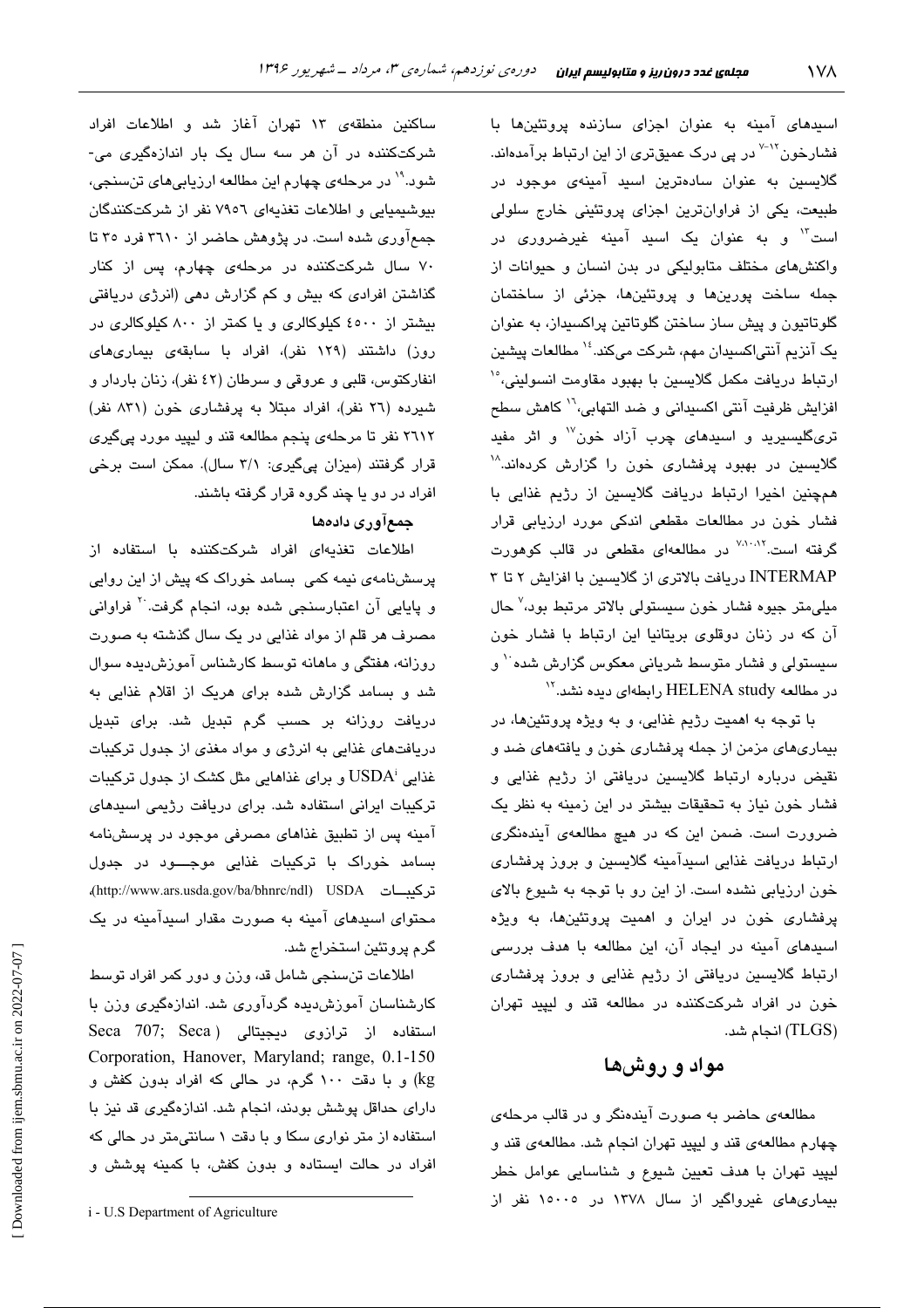اسیدهای آمینه به عنوان اجزای سازنده پروتئین‌ها با فشارخون[7-12] در پی درک عمیق‌تری از این ارتباط برآمده‌اند. گلایسین به عنوان ساده‌ترین اسید آمینه‌ی موجود در طبیعت، یکی از فراوان‌ترین اجزای پروتئینی خارج سلولی است[13] و به عنوان یک اسید آمینه غیرضروری در واکنش‌های مختلف متابولیکی در بدن انسان و حیوانات از جمله ساخت پورین‌ها و پروتئین‌ها، جزئی از ساختمان گلوتاتیون و پیش ساز ساختن گلوتاتین پراکسیداز، به عنوان یک آنزیم آنتی‌اکسیدان مهم، شرکت می‌کند.[14] مطالعات پیشین ارتباط دریافت مکمل گلایسین با بهبود مقاومت انسولینی،[15] افزایش ظرفیت آنتی اکسیدانی و ضد التهابی،[16] کاهش سطح تری‌گلیسرید و اسیدهای چرب آزاد خون[17] و اثر مفید گلایسین در بهبود پرفشاری خون را گزارش کرده‌اند.[18] همچنین اخیرا ارتباط دریافت گلایسین از رژیم غذایی با فشار خون در مطالعات مقطعی اندکی مورد ارزیابی قرار گرفته است.[7،10،12] در مطالعه‌ای مقطعی در قالب کوهورت INTERMAP دریافت بالاتری از گلایسین با افزایش ۲ تا ۳ میلی‌متر جیوه فشار خون سیستولی بالاتر مرتبط بود،[7] حال آن که در زنان دوقلوی بریتانیا این ارتباط با فشار خون سیستولی و فشار متوسط شریانی معکوس گزارش شده[10] و در مطالعه HELENA study رابطه‌ای دیده نشد.[12]

با توجه به اهمیت رژیم غذایی، و به ویژه پروتئین‌ها، در بیماری‌های مزمن از جمله پرفشاری خون و یافته‌های ضد و نقیض درباره ارتباط گلایسین دریافتی از رژیم غذایی و فشار خون نیاز به تحقیقات بیشتر در این زمینه به نظر یک ضرورت است. ضمن این که در هیچ مطالعه‌ی آینده‌نگری ارتباط دریافت غذایی اسیدآمینه گلایسین و بروز پرفشاری خون ارزیابی نشده است. از این رو با توجه به شیوع بالای پرفشاری خون در ایران و اهمیت پروتئین‌ها، به ویژه اسیدهای آمینه در ایجاد آن، این مطالعه با هدف بررسی ارتباط گلایسین دریافتی از رژیم غذایی و بروز پرفشاری خون در افراد شرکت‌کننده در مطالعه قند و لیپید تهران (TLGS) انجام شد.

## مواد و روش‌ها

مطالعه‌ی حاضر به صورت آینده‌نگر و در قالب مرحله‌ی چهارم مطالعه‌ی قند و لیپید تهران انجام شد. مطالعه‌ی قند و لیپید تهران با هدف تعیین شیوع و شناسایی عوامل خطر بیماری‌های غیرواگیر از سال ۱۳۷۸ در ۱۵۰۰۵ نفر از ساکنین منطقه‌ی ۱۳ تهران آغاز شد و اطلاعات افراد شرکت‌کننده در آن هر سه سال یک بار اندازه‌گیری می‌شود.[19] در مرحله‌ی چهارم این مطالعه ارزیابی‌های تن‌سنجی، بیوشیمیایی و اطلاعات تغذیه‌ای ۷۹۵۶ نفر از شرکت‌کنندگان جمع‌آوری شده است. در پژوهش حاضر از ۳۶۱۰ فرد ۳۵ تا ۷۰ سال شرکت‌کننده در مرحله‌ی چهارم، پس از کنار گذاشتن افرادی که بیش و کم گزارش دهی (انرژی دریافتی بیشتر از ۴۵۰۰ کیلوکالری و یا کمتر از ۸۰۰ کیلوکالری در روز) داشتند (۱۲۹ نفر)، افراد با سابقه‌ی بیماری‌های انفارکتوس، قلبی و عروقی و سرطان (۴۲ نفر)، زنان باردار و شیرده (۲۶ نفر)، افراد مبتلا به پرفشاری خون (۸۳۱ نفر) ۲۶۱۲ نفر تا مرحله‌ی پنجم مطالعه قند و لیپید مورد پی‌گیری قرار گرفتند (میزان پی‌گیری: ۳/۱ سال). ممکن است برخی افراد در دو یا چند گروه قرار گرفته باشند.

### جمع‌آوری داده‌ها

اطلاعات تغذیه‌ای افراد شرکت‌کننده با استفاده از پرسش‌نامه‌ی نیمه کمی بسامد خوراک که پیش از این روایی و پایایی آن اعتبارسنجی شده بود، انجام گرفت.[20] فراوانی مصرف هر قلم از مواد غذایی در یک سال گذشته به صورت روزانه، هفتگی و ماهانه توسط کارشناس آموزش‌دیده سوال شد و بسامد گزارش شده برای هریک از اقلام غذایی به دریافت روزانه بر حسب گرم تبدیل شد. برای تبدیل دریافت‌های غذایی به انرژی و مواد مغذی از جدول ترکیبات غذایی USDA[i] و برای غذاهایی مثل کشک از جدول ترکیبات ترکیبات ایرانی استفاده شد. برای دریافت رژیمی اسیدهای آمینه پس از تطبیق غذاهای مصرفی موجود در پرسش‌نامه بسامد خوراک با ترکیبات غذایی موجود در جدول ترکیبات USDA (http://www.ars.usda.gov/ba/bhnrc/ndl)، محتوای اسیدهای آمینه به صورت مقدار اسیدآمینه در یک گرم پروتئین استخراج شد.

اطلاعات تن‌سنجی شامل قد، وزن و دور کمر افراد توسط کارشناسان آموزش‌دیده گردآوری شد. اندازه‌گیری وزن با استفاده از ترازوی دیجیتالی (Seca 707; Seca Corporation, Hanover, Maryland; range, 0.1-150 kg) و با دقت ۱۰۰ گرم، در حالی که افراد بدون کفش و دارای حداقل پوشش بودند، انجام شد. اندازه‌گیری قد نیز با استفاده از متر نواری سکا و با دقت ۱ سانتی‌متر در حالی که افراد در حالت ایستاده و بدون کفش، با کمینه پوشش و

i - U.S Department of Agriculture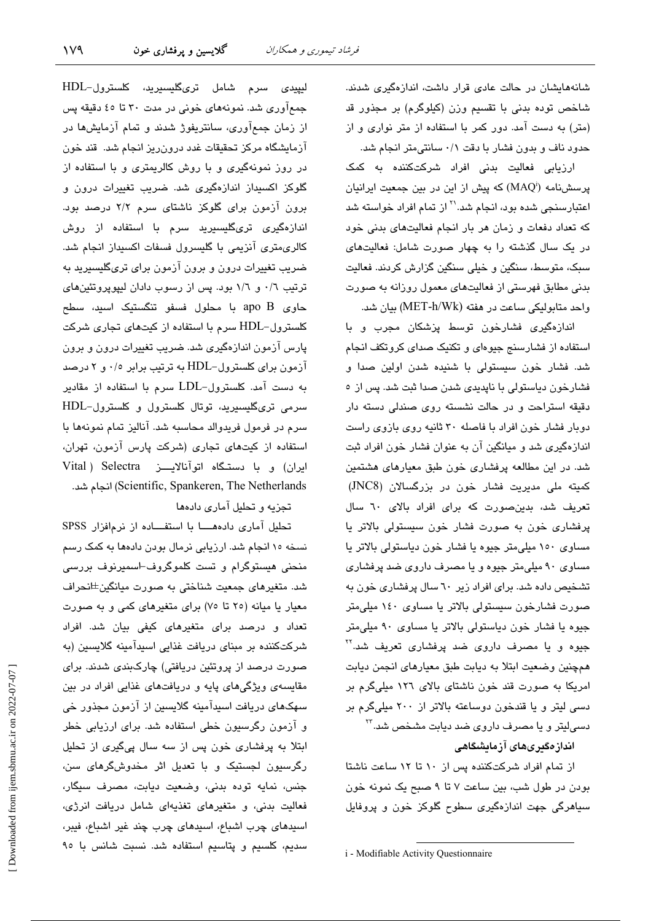شانه‌هایشان در حالت عادی قرار داشت، اندازه‌گیری شدند. شاخص توده بدنی با تقسیم وزن (کیلوگرم) بر مجذور قد (متر) به دست آمد. دور کمر با استفاده از متر نواری و از حدود ناف و بدون فشار با دقت ۰/۱ سانتی‌متر انجام شد.

ارزیابی فعالیت بدنی افراد شرکت‌کننده به کمک پرسش‌نامه (MAQ[i]) که پیش از این در بین جمعیت ایرانیان اعتبارسنجی شده بود، انجام شد.[۲۱] از تمام افراد خواسته شد که تعداد دفعات و زمان هر بار انجام فعالیت‌های بدنی خود در یک سال گذشته را به چهار صورت شامل: فعالیت‌های سبک، متوسط، سنگین و خیلی سنگین گزارش کردند. فعالیت بدنی مطابق فهرستی از فعالیت‌های معمول روزانه به صورت واحد متابولیکی ساعت در هفته (MET-h/Wk) بیان شد.

اندازه‌گیری فشارخون توسط پزشکان مجرب و با استفاده از فشارسنج جیوه‌ای و تکنیک صدای کروتکف انجام شد. فشار خون سیستولی با شنیده شدن اولین صدا و فشارخون دیاستولی با ناپدیدی شدن صدا ثبت شد. پس از ۵ دقیقه استراحت و در حالت نشسته روی صندلی دسته دار دوبار فشار خون افراد با فاصله ۳۰ ثانیه روی بازوی راست اندازه‌گیری شد و میانگین آن به عنوان فشار خون افراد ثبت شد. در این مطالعه پرفشاری خون طبق معیارهای هشتمین کمیته ملی مدیریت فشار خون در بزرگسالان (JNC8) تعریف شد، بدین‌صورت که برای افراد بالای ۶۰ سال پرفشاری خون به صورت فشار خون سیستولی بالاتر یا مساوی ۱۵۰ میلی‌متر جیوه یا فشار خون دیاستولی بالاتر یا مساوی ۹۰ میلی‌متر جیوه و یا مصرف داروی ضد پرفشاری تشخیص داده شد. برای افراد زیر ۶۰ سال پرفشاری خون به صورت فشارخون سیستولی بالاتر یا مساوی ۱۴۰ میلی‌متر جیوه یا فشار خون دیاستولی بالاتر یا مساوی ۹۰ میلی‌متر جیوه و یا مصرف داروی ضد پرفشاری تعریف شد.[۲۲] همچنین وضعیت ابتلا به دیابت طبق معیارهای انجمن دیابت امریکا به صورت قند خون ناشتای بالای ۱۲۶ میلی‌گرم بر دسی لیتر و یا قندخون دوساعته بالاتر از ۲۰۰ میلی‌گرم بر دسی‌لیتر و یا مصرف داروی ضد دیابت مشخص شد.[۲۳]

### اندازه‌گیری‌های آزمایشگاهی

از تمام افراد شرکت‌کننده پس از ۱۰ تا ۱۲ ساعت ناشتا بودن در طول شب، بین ساعت ۷ تا ۹ صبح یک نمونه خون سیاهرگی جهت اندازه‌گیری سطوح گلوکز خون و پروفایل لیپیدی سرم شامل تری‌گلیسرید، کلسترول-HDL جمع‌آوری شد. نمونه‌های خونی در مدت ۳۰ تا ۴۵ دقیقه پس از زمان جمع‌آوری، سانتریفوژ شدند و تمام آزمایش‌ها در آزمایشگاه مرکز تحقیقات غدد درون‌ریز انجام شد. قند خون در روز نمونه‌گیری و با روش کالریمتری و با استفاده از گلوکز اکسیداز اندازه‌گیری شد. ضریب تغییرات درون و برون آزمون برای گلوکز ناشتای سرم ۲/۲ درصد بود. اندازه‌گیری تری‌گلیسرید سرم با استفاده از روش کالری‌متری آنزیمی با گلیسرول فسفات اکسیداز انجام شد. ضریب تغییرات درون و برون آزمون برای تری‌گلیسرید به ترتیب ۰/۶ و ۱/۶ بود. پس از رسوب دادن لیپوپروتئین‌های حاوی apo B با محلول فسفو تنگستیک اسید، سطح کلسترول-HDL سرم با استفاده از کیت‌های تجاری شرکت پارس آزمون اندازه‌گیری شد. ضریب تغییرات درون و برون آزمون برای کلسترول-HDL به ترتیب برابر ۰/۵ و ۲ درصد به دست آمد. کلسترول-LDL سرم با استفاده از مقادیر سرمی تری‌گلیسرید، توتال کلسترول و کلسترول-HDL سرم در فرمول فریدوالد محاسبه شد. آنالیز تمام نمونه‌ها با استفاده از کیت‌های تجاری (شرکت پارس آزمون، تهران، ایران) و با دستگاه اتوآنالایزر Selectra (Vital Scientific, Spankeren, The Netherlands) انجام شد.

### تجزیه و تحلیل آماری داده‌ها

تحلیل آماری داده‌ها با استفاده از نرم‌افزار SPSS نسخه ۱۵ انجام شد. ارزیابی نرمال بودن داده‌ها به کمک رسم منحنی هیستوگرام و تست کلموگروف-اسمیرنوف بررسی شد. متغیرهای جمعیت شناختی به صورت میانگین±انحراف معیار یا میانه (۲۵ تا ۷۵) برای متغیرهای کمی و به صورت تعداد و درصد برای متغیرهای کیفی بیان شد. افراد شرکت‌کننده بر مبنای دریافت غذایی اسیدآمینه گلایسین (به صورت درصد از پروتئین دریافتی) چارک‌بندی شدند. برای مقایسه‌ی ویژگی‌های پایه و دریافت‌های غذایی افراد در بین سهک‌های دریافت اسیدآمینه گلایسین از آزمون مجذور خی و آزمون رگرسیون خطی استفاده شد. برای ارزیابی خطر ابتلا به پرفشاری خون پس از سه سال پی‌گیری از تحلیل رگرسیون لجستیک و با تعدیل اثر مخدوش‌گرهای سن، جنس، نمایه توده بدنی، وضعیت دیابت، مصرف سیگار، فعالیت بدنی، و متغیرهای تغذیه‌ای شامل دریافت انرژی، اسیدهای چرب اشباع، اسیدهای چرب چند غیر اشباع، فیبر، سدیم، کلسیم و پتاسیم استفاده شد. نسبت شانس با ۹۵

---

i - Modifiable Activity Questionnaire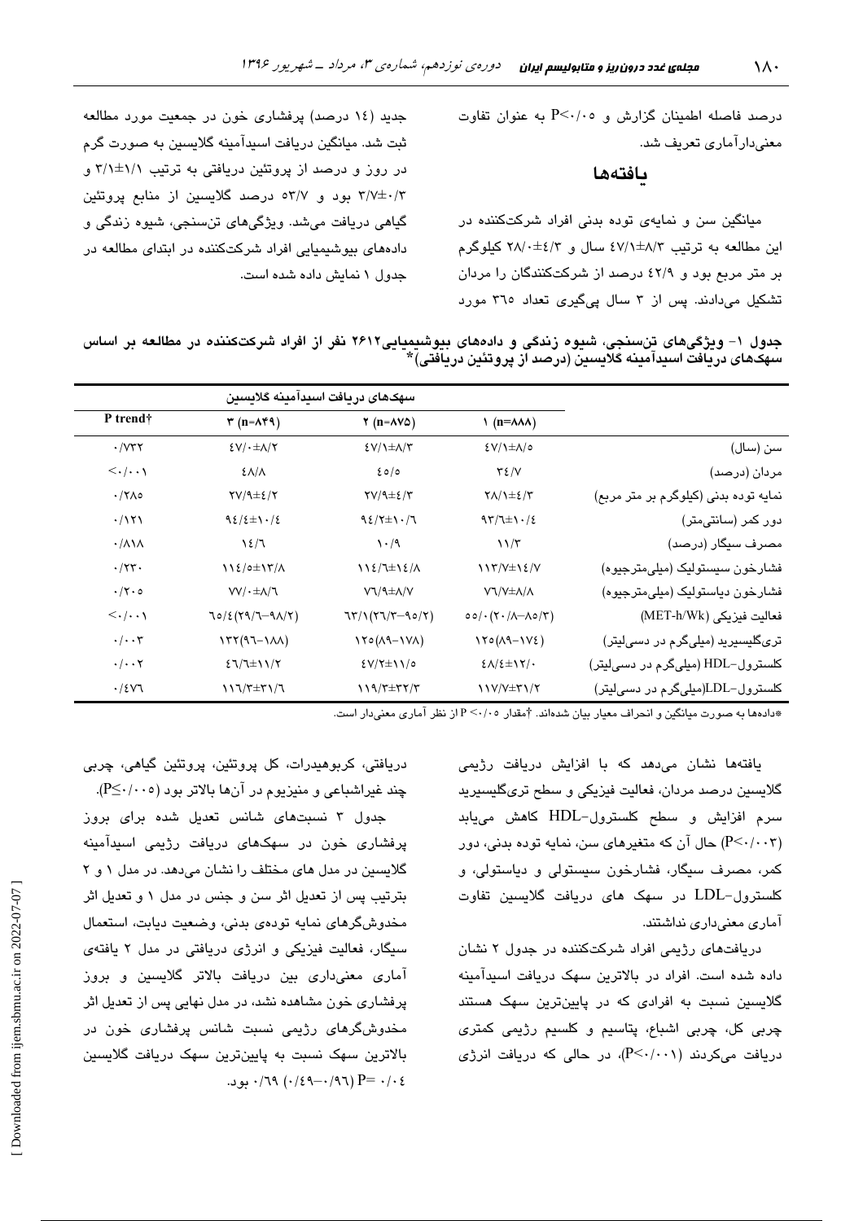درصد فاصله اطمینان گزارش و P<۰/۰۵ به عنوان تفاوت معنی‌دارآماری تعریف شد.

## یافته‌ها

میانگین سن و نمایه‌ی توده بدنی افراد شرکت‌کننده در این مطالعه به ترتیب ۸/۳±۴۷/۱ سال و ۴/۳±۲۸/۰ کیلوگرم بر متر مربع بود و ۴۲/۹ درصد از شرکت‌کنندگان را مردان تشکیل می‌دادند. پس از ۳ سال پی‌گیری تعداد ۳۶۵ مورد جدید (۱۴ درصد) پرفشاری خون در جمعیت مورد مطالعه ثبت شد. میانگین دریافت اسیدآمینه گلایسین به صورت گرم در روز و درصد از پروتئین دریافتی به ترتیب ۱/۱±۳/۱ و ۰/۳±۳/۷ بود و ۵۳/۷ درصد گلایسین از منابع پروتئین گیاهی دریافت می‌شد. ویژگی‌های تن‌سنجی، شیوه زندگی و داده‌های بیوشیمیایی افراد شرکت‌کننده در ابتدای مطالعه در جدول ۱ نمایش داده شده است.

**جدول ۱- ویژگی‌های تن‌سنجی، شیوه زندگی و داده‌های بیوشیمیایی۲۶۱۲ نفر از افراد شرکت‌کننده در مطالعه بر اساس سهک‌های دریافت اسیدآمینه گلایسین (درصد از پروتئین دریافتی)***

| | سهک‌های دریافت اسیدآمینه گلایسین | | | |
|---|---|---|---|---|
| | ۱ (n=۸۸۸) | ۲ (n=۸۷۵) | ۳ (n=۸۴۹) | P trend† |
| سن (سال) | ۸/۵±۴۷/۱ | ۸/۳±۴۷/۱ | ۸/۲±۴۷/۰ | ۰/۷۳۲ |
| مردان (درصد) | ۳۴/۷ | ۴۵/۵ | ۴۸/۸ | <۰/۰۰۱ |
| نمایه توده بدنی (کیلوگرم بر متر مربع) | ۴/۳±۲۸/۱ | ۴/۳±۲۷/۹ | ۴/۲±۲۷/۹ | ۰/۲۸۵ |
| دور کمر (سانتی‌متر) | ۱۰/۴±۹۳/۶ | ۱۰/۶±۹۴/۲ | ۱۰/۴±۹۴/۴ | ۰/۱۲۱ |
| مصرف سیگار (درصد) | ۱۱/۳ | ۱۰/۹ | ۱۴/۶ | ۰/۸۱۸ |
| فشارخون سیستولیک (میلی‌مترجیوه) | ۱۴/۷±۱۱۳/۷ | ۱۴/۸±۱۱۴/۶ | ۱۳/۸±۱۱۴/۵ | ۰/۲۳۰ |
| فشارخون دیاستولیک (میلی‌مترجیوه) | ۸/۸±۷۶/۷ | ۸/۷±۷۶/۹ | ۸/۶±۷۷/۰ | ۰/۲۰۵ |
| فعالیت فیزیکی (MET-h/Wk) | ۵۵/۰(۲۰/۸–۸۵/۳) | ۶۳/۱(۲۶/۳–۹۵/۲) | ۶۵/۴(۲۹/۶–۹۸/۲) | <۰/۰۰۱ |
| تری‌گلیسرید (میلی‌گرم در دسی‌لیتر) | ۱۲۵(۸۹–۱۷۴) | ۱۲۵(۸۹–۱۷۸) | ۱۳۲(۹۶–۱۸۸) | ۰/۰۰۳ |
| کلسترول-HDL (میلی‌گرم در دسی‌لیتر) | ۱۲/۰±۴۸/۴ | ۱۱/۵±۴۷/۲ | ۱۱/۲±۴۶/۶ | ۰/۰۰۲ |
| کلسترول-LDL(میلی‌گرم در دسی‌لیتر) | ۳۱/۲±۱۱۷/۷ | ۳۲/۳±۱۱۹/۳ | ۳۱/۶±۱۱۶/۳ | ۰/۴۷۶ |

*داده‌ها به صورت میانگین و انحراف معیار بیان شده‌اند. †مقدار P <۰/۰۵ از نظر آماری معنی‌دار است.

یافته‌ها نشان می‌دهد که با افزایش دریافت رژیمی گلایسین درصد مردان، فعالیت فیزیکی و سطح تری‌گلیسرید سرم افزایش و سطح کلسترول-HDL کاهش می‌یابد (P<۰/۰۰۳) حال آن که متغیرهای سن، نمایه توده بدنی، دور کمر، مصرف سیگار، فشارخون سیستولی و دیاستولی، و کلسترول-LDL در سهک های دریافت گلایسین تفاوت آماری معنی‌داری نداشتند.

دریافت‌های رژیمی افراد شرکت‌کننده در جدول ۲ نشان داده شده است. افراد در بالاترین سهک دریافت اسیدآمینه گلایسین نسبت به افرادی که در پایین‌ترین سهک هستند چربی کل، چربی اشباع، پتاسیم و کلسیم رژیمی کمتری دریافت می‌کردند (P<۰/۰۰۱)، در حالی که دریافت انرژی دریافتی، کربوهیدرات، کل پروتئین، پروتئین گیاهی، چربی چند غیراشباعی و منیزیوم در آن‌ها بالاتر بود (P≤۰/۰۰۵).

جدول ۳ نسبت‌های شانس تعدیل شده برای بروز پرفشاری خون در سهک‌های دریافت رژیمی اسیدآمینه گلایسین در مدل های مختلف را نشان می‌دهد. در مدل ۱ و ۲ بترتیب پس از تعدیل اثر سن و جنس در مدل ۱ و تعدیل اثر مخدوش‌گرهای نمایه توده‌ی بدنی، وضعیت دیابت، استعمال سیگار، فعالیت فیزیکی و انرژی دریافتی در مدل ۲ یافته‌ی آماری معنی‌داری بین دریافت بالاتر گلایسین و بروز پرفشاری خون مشاهده نشد، در مدل نهایی پس از تعدیل اثر مخدوش‌گرهای رژیمی نسبت شانس پرفشاری خون در بالاترین سهک نسبت به پایین‌ترین سهک دریافت گلایسین ۰/۶۹ (۰/۴۹–۰/۹۶) P= ۰/۰۴ بود.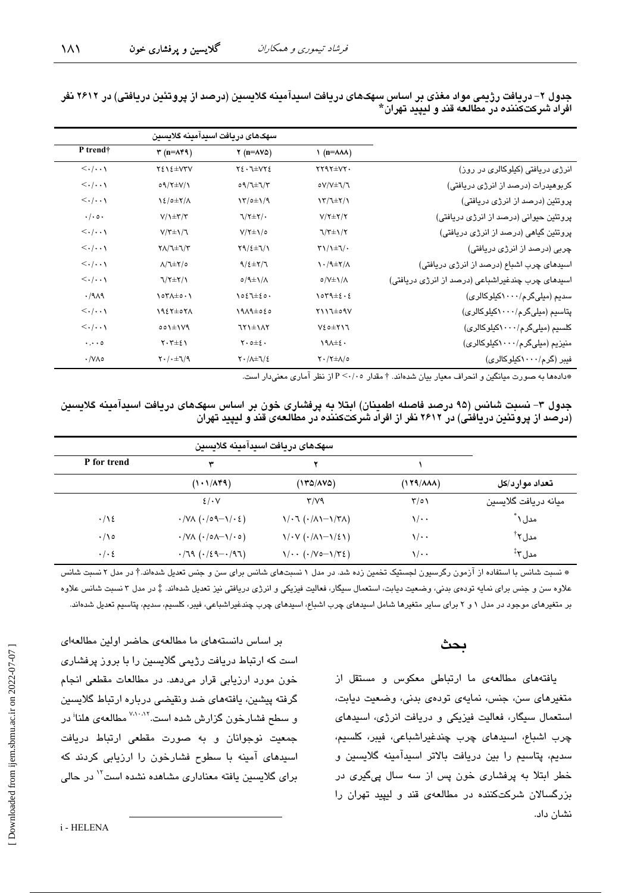**جدول ۲- دریافت رژیمی مواد مغذی بر اساس سهک‌های دریافت اسیدآمینه گلایسین (درصد از پروتئین دریافتی) در ۲۶۱۲ نفر افراد شرکت‌کننده در مطالعه قند و لیپید تهران***

| | سهک‌های دریافت اسیدآمینه گلایسین | | | |
|---|---|---|---|---|
| | ۱ (n=۸۸۸) | ۲ (n=۸۷۵) | ۳ (n=۸۴۹) | P trend† |
| انرژی دریافتی (کیلوکالری در روز) | ۲۲۹۲±۷۲۰ | ۲۴۰۶±۷۲۴ | ۲۴۱۴±۷۳۷ | <۰/۰۰۱ |
| کربوهیدرات (درصد از انرژی دریافتی) | ۵۷/۷±۶/۶ | ۵۹/۶±۶/۳ | ۵۹/۲±۷/۱ | <۰/۰۰۱ |
| پروتئین (درصد از انرژی دریافتی) | ۱۳/۶±۲/۱ | ۱۳/۵±۱/۹ | ۱۴/۵±۲/۸ | <۰/۰۰۱ |
| پروتئین حیوانی (درصد از انرژی دریافتی) | ۷/۲±۲/۲ | ۶/۲±۲/۰ | ۷/۱±۳/۳ | ۰/۰۵۰ |
| پروتئین گیاهی (درصد از انرژی دریافتی) | ۶/۳±۱/۲ | ۷/۲±۱/۵ | ۷/۳±۱/۶ | <۰/۰۰۱ |
| چربی (درصد از انرژی دریافتی) | ۳۱/۱±۶/۰ | ۲۹/۴±۶/۱ | ۲۸/۶±۶/۳ | <۰/۰۰۱ |
| اسیدهای چرب اشباع (درصد از انرژی دریافتی) | ۱۰/۹±۲/۸ | ۹/۴±۲/۶ | ۸/۶±۲/۵ | <۰/۰۰۱ |
| اسیدهای چرب چندغیراشباعی (درصد از انرژی دریافتی) | ۵/۷±۱/۸ | ۵/۹±۱/۸ | ۶/۲±۲/۱ | <۰/۰۰۱ |
| سدیم (میلی‌گرم/۱۰۰۰کیلوکالری) | ۱۵۳۹±۴۰۴ | ۱۵۴۶±۴۵۰ | ۱۵۳۸±۵۰۱ | ۰/۹۸۹ |
| پتاسیم (میلی‌گرم/۱۰۰۰کیلوکالری) | ۲۱۱۶±۵۹۷ | ۱۹۸۹±۵۴۵ | ۱۹۴۲±۵۲۸ | <۰/۰۰۱ |
| کلسیم (میلی‌گرم/۱۰۰۰کیلوکالری) | ۷۴۵±۲۱۶ | ۶۲۱±۱۸۲ | ۵۵۱±۱۷۹ | <۰/۰۰۱ |
| منیزیم (میلی‌گرم/۱۰۰۰کیلوکالری) | ۱۹۸±۴۰ | ۲۰۵±۴۰ | ۲۰۳±۴۱ | ۰/۰۰۵ |
| فیبر (گرم/۱۰۰۰کیلوکالری) | ۲۰/۲±۸/۵ | ۲۰/۸±۶/۴ | ۲۰/۰±۶/۹ | ۰/۷۸۵ |

*داده‌ها به صورت میانگین و انحراف معیار بیان شده‌اند. † مقدار P <۰/۰۵ از نظر آماری معنی‌دار است.

**جدول ۳- نسبت شانس (۹۵ درصد فاصله اطمینان) ابتلا به پرفشاری خون بر اساس سهک‌های دریافت اسیدآمینه گلایسین (درصد از پروتئین دریافتی) در ۲۶۱۲ نفر از افراد شرکت‌کننده در مطالعه‌ی قند و لیپید تهران**

| | سهک‌های دریافت اسیدآمینه گلایسین | | | |
|---|---|---|---|---|
| | ۱ | ۲ | ۳ | P for trend |
| تعداد موارد/کل | (۱۲۹/۸۸۸) | (۱۳۵/۸۷۵) | (۱۰۱/۸۴۹) | |
| میانه دریافت گلایسین | ۳/۵۱ | ۳/۷۹ | ۴/۰۷ | |
| مدل ۱* | ۱/۰۰ | ۱/۰۶ (۰/۸۱–۱/۳۸) | ۰/۷۸ (۰/۵۹–۱/۰۴) | ۰/۱۴ |
| مدل ۲† | ۱/۰۰ | ۱/۰۷ (۰/۸۱–۱/۴۱) | ۰/۷۸ (۰/۵۸–۱/۰۵) | ۰/۱۵ |
| مدل ۳‡ | ۱/۰۰ | ۱/۰۰ (۰/۷۵–۱/۳۴) | ۰/۶۹ (۰/۴۹–۰/۹۶) | ۰/۰۴ |

* نسبت شانس با استفاده از آزمون رگرسیون لجستیک تخمین زده شد. در مدل ۱ نسبت‌های شانس برای سن و جنس تعدیل شده‌اند.† در مدل ۲ نسبت شانس علاوه سن و جنس برای نمایه توده‌ی بدنی، وضعیت دیابت، استعمال سیگار، فعالیت فیزیکی و انرژی دریافتی نیز تعدیل شده‌اند. ‡ در مدل ۳ نسبت شانس علاوه بر متغیرهای موجود در مدل ۱ و ۲ برای سایر متغیرها شامل اسیدهای چرب اشباع، اسیدهای چرب چندغیراشباعی، فیبر، کلسیم، سدیم، پتاسیم تعدیل شده‌اند.

## بحث

یافته‌های مطالعه‌ی ما ارتباطی معکوس و مستقل از متغیرهای سن، جنس، نمایه‌ی توده‌ی بدنی، وضعیت دیابت، استعمال سیگار، فعالیت فیزیکی و دریافت انرژی، اسیدهای چرب اشباع، اسیدهای چرب چندغیراشباعی، فیبر، کلسیم، سدیم، پتاسیم را بین دریافت بالاتر اسیدآمینه گلایسین و خطر ابتلا به پرفشاری خون پس از سه سال پی‌گیری در بزرگسالان شرکت‌کننده در مطالعه‌ی قند و لیپید تهران را نشان داد.

بر اساس دانسته‌های ما مطالعه‌ی حاضر اولین مطالعه‌ای است که ارتباط دریافت رژیمی گلایسین را با بروز پرفشاری خون مورد ارزیابی قرار می‌دهد. در مطالعات مقطعی انجام گرفته پیشین، یافته‌های ضد ونقیضی درباره ارتباط گلایسین و سطح فشارخون گزارش شده است.[۷،۱۰،۱۲] مطالعه‌ی هلنا[i] در جمعیت نوجوانان و به صورت مقطعی ارتباط دریافت اسیدهای آمینه با سطوح فشارخون را ارزیابی کردند که برای گلایسین یافته معناداری مشاهده نشده است[۱۲] در حالی

i - HELENA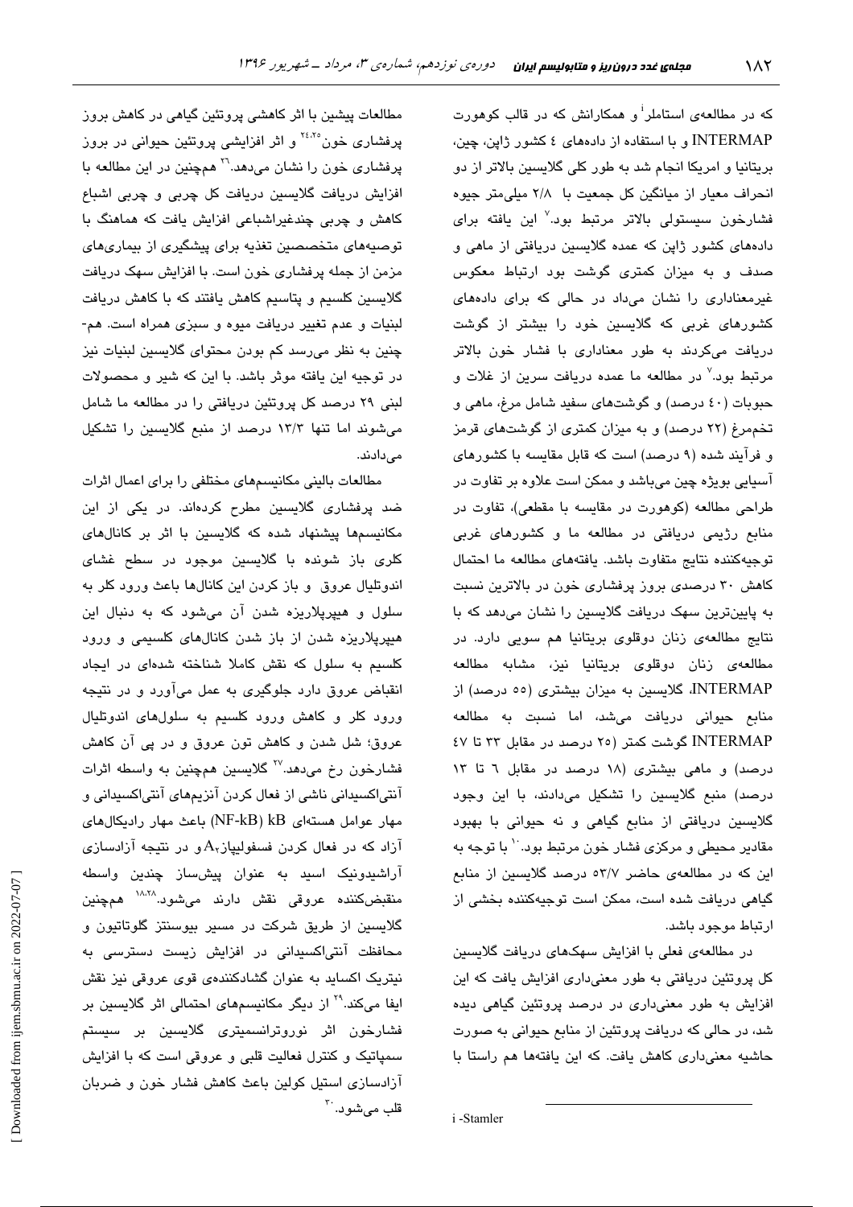که در مطالعه‌ی استاملر[i] و همکارانش که در قالب کوهورت INTERMAP و با استفاده از داده‌های ٤ کشور ژاپن، چین، بریتانیا و امریکا انجام شد به طور کلی گلایسین بالاتر از دو انحراف معیار از میانگین کل جمعیت با ٢/٨ میلی‌متر جیوه فشارخون سیستولی بالاتر مرتبط بود.[٧] این یافته برای داده‌های کشور ژاپن که عمده گلایسین دریافتی از ماهی و صدف و به میزان کمتری گوشت بود ارتباط معکوس غیرمعناداری را نشان می‌داد در حالی که برای داده‌های کشورهای غربی که گلایسین خود را بیشتر از گوشت دریافت می‌کردند به طور معناداری با فشار خون بالاتر مرتبط بود.[٧] در مطالعه ما عمده دریافت سرین از غلات و حبوبات (٤٠ درصد) و گوشت‌های سفید شامل مرغ، ماهی و تخم‌مرغ (٢٢ درصد) و به میزان کمتری از گوشت‌های قرمز و فرآیند شده (٩ درصد) است که قابل مقایسه با کشورهای آسیایی بویژه چین می‌باشد و ممکن است علاوه بر تفاوت در طراحی مطالعه (کوهورت در مقایسه با مقطعی)، تفاوت در منابع رژیمی دریافتی در مطالعه ما و کشورهای غربی توجیه‌کننده نتایج متفاوت باشد. یافته‌های مطالعه ما احتمال کاهش ٣٠ درصدی بروز پرفشاری خون در بالاترین نسبت به پایین‌ترین سهک دریافت گلایسین را نشان می‌دهد که با نتایج مطالعه‌ی زنان دوقلوی بریتانیا هم سویی دارد. در مطالعه‌ی زنان دوقلوی بریتانیا نیز، مشابه مطالعه INTERMAP، گلایسین به میزان بیشتری (٥٥ درصد) از منابع حیوانی دریافت می‌شد، اما نسبت به مطالعه INTERMAP گوشت کمتر (٢٥ درصد در مقابل ٣٣ تا ٤٧ درصد) و ماهی بیشتری (١٨ درصد در مقابل ٦ تا ١٣ درصد) منبع گلایسین را تشکیل می‌دادند، با این وجود گلایسین دریافتی از منابع گیاهی و نه حیوانی با بهبود مقادیر محیطی و مرکزی فشار خون مرتبط بود.[١٠] با توجه به این که در مطالعه‌ی حاضر ٥٣/٧ درصد گلایسین از منابع گیاهی دریافت شده است، ممکن است توجیه‌کننده بخشی از ارتباط موجود باشد.

در مطالعه‌ی فعلی با افزایش سهک‌های دریافت گلایسین کل پروتئین دریافتی به طور معنی‌داری افزایش یافت که این افزایش به طور معنی‌داری در درصد پروتئین گیاهی دیده شد، در حالی که دریافت پروتئین از منابع حیوانی به صورت حاشیه معنی‌داری کاهش یافت. که این یافته‌ها هم راستا با مطالعات پیشین با اثر کاهشی پروتئین گیاهی در کاهش بروز پرفشاری خون[٢٤،٢٥] و اثر افزایشی پروتئین حیوانی در بروز پرفشاری خون را نشان می‌دهد.[٢٦] هم‌چنین در این مطالعه با افزایش دریافت گلایسین دریافت کل چربی و چربی اشباع کاهش و چربی چندغیراشباعی افزایش یافت که هماهنگ با توصیه‌های متخصصین تغذیه برای پیشگیری از بیماری‌های مزمن از جمله پرفشاری خون است. با افزایش سهک دریافت گلایسین کلسیم و پتاسیم کاهش یافتند که با کاهش دریافت لبنیات و عدم تغییر دریافت میوه و سبزی همراه است. هم‌چنین به نظر می‌رسد کم بودن محتوای گلایسین لبنیات نیز در توجیه این یافته موثر باشد. با این که شیر و محصولات لبنی ٢٩ درصد کل پروتئین دریافتی را در مطالعه ما شامل می‌شوند اما تنها ١٣/٣ درصد از منبع گلایسین را تشکیل می‌دادند.

مطالعات بالینی مکانیسم‌های مختلفی را برای اعمال اثرات ضد پرفشاری گلایسین مطرح کرده‌اند. در یکی از این مکانیسم‌ها پیشنهاد شده که گلایسین با اثر بر کانال‌های کلری باز شونده با گلایسین موجود در سطح غشای اندوتلیال عروق و باز کردن این کانال‌ها باعث ورود کلر به سلول و هیپرپلاریزه شدن آن می‌شود که به دنبال این هیپرپلاریزه شدن از باز شدن کانال‌های کلسیمی و ورود کلسیم به سلول که نقش کاملا شناخته شده‌ای در ایجاد انقباض عروق دارد جلوگیری به عمل می‌آورد و در نتیجه ورود کلر و کاهش ورود کلسیم به سلول‌های اندوتلیال عروق؛ شل شدن و کاهش تون عروق و در پی آن کاهش فشارخون رخ می‌دهد.[٢٧] گلایسین هم‌چنین به واسطه اثرات آنتی‌اکسیدانی ناشی از فعال کردن آنزیم‌های آنتی‌اکسیدانی و مهار عوامل هسته‌ای (NF-kB) kB باعث مهار رادیکال‌های آزاد که در فعال کردن فسفولیپاز $A_2$ و در نتیجه آزادسازی آراشیدونیک اسید به عنوان پیش‌ساز چندین واسطه منقبض‌کننده عروقی نقش دارند می‌شود.[١٨،٢٨] هم‌چنین گلایسین از طریق شرکت در مسیر بیوسنتز گلوتاتیون و محافظت آنتی‌اکسیدانی در افزایش زیست دسترسی به نیتریک اکساید به عنوان گشادکننده‌ی قوی عروقی نیز نقش ایفا می‌کند.[٢٩] از دیگر مکانیسم‌های احتمالی اثر گلایسین بر فشارخون اثر نوروترانسمیتری گلایسین بر سیستم سمپاتیک و کنترل فعالیت قلبی و عروقی است که با افزایش آزادسازی استیل کولین باعث کاهش فشار خون و ضربان قلب می‌شود.[٣٠]

i -Stamler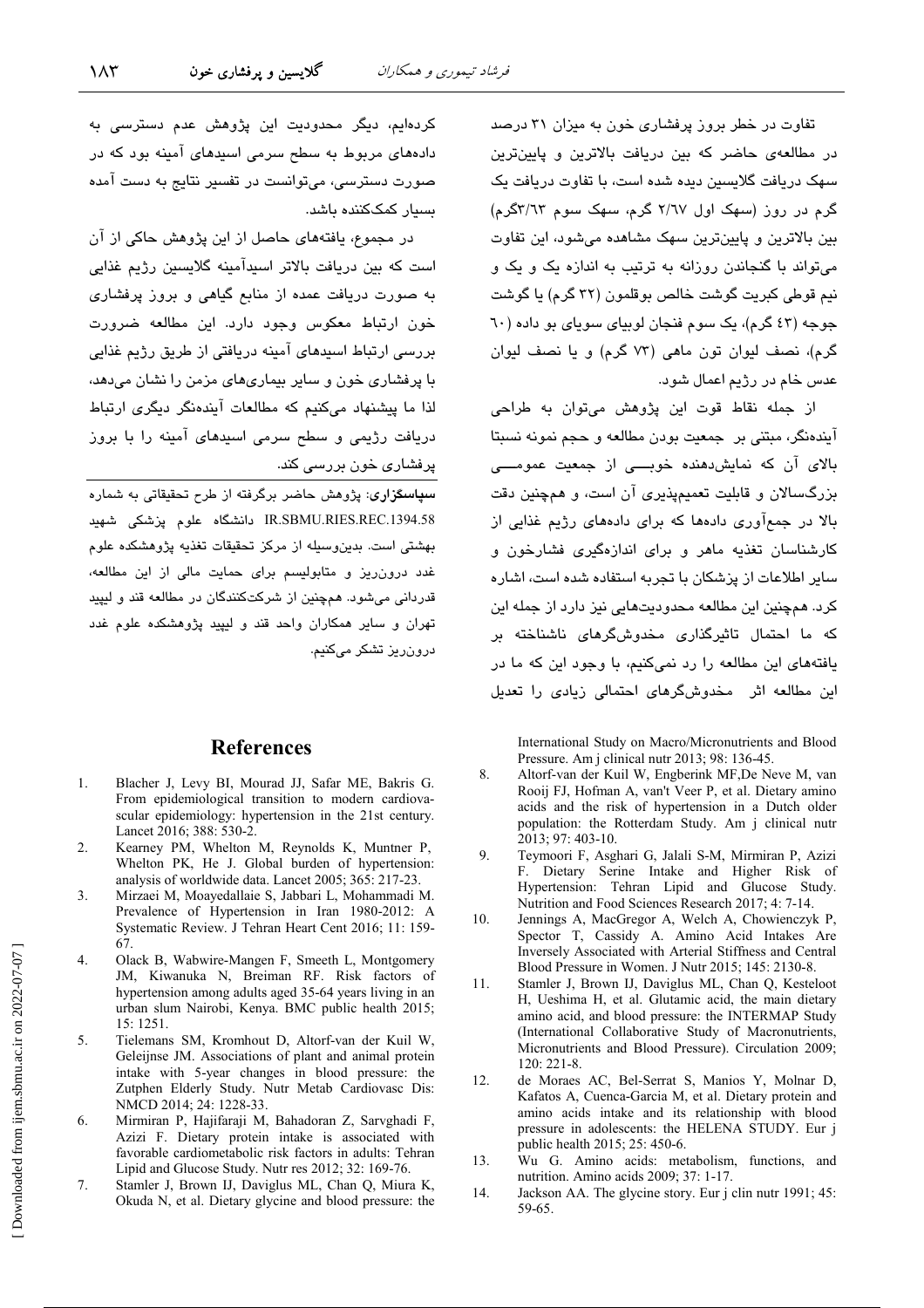تفاوت در خطر بروز پرفشاری خون به میزان ۳۱ درصد در مطالعه‌ی حاضر که بین دریافت بالاترین و پایین‌ترین سهک دریافت گلایسین دیده شده است، با تفاوت دریافت یک گرم در روز (سهک اول ۲/۶۷ گرم، سهک سوم ۳/۶۳گرم) بین بالاترین و پایین‌ترین سهک مشاهده می‌شود، این تفاوت می‌تواند با گنجاندن روزانه به ترتیب به اندازه یک و یک و نیم قوطی کبریت گوشت خالص بوقلمون (۳۲ گرم) یا گوشت جوجه (۴۳ گرم)، یک سوم فنجان لوبیای سویای بو داده (۶۰ گرم)، نصف لیوان تون ماهی (۷۳ گرم) و یا نصف لیوان عدس خام در رژیم اعمال شود.

از جمله نقاط قوت این پژوهش می‌توان به طراحی آینده‌نگر، مبتنی بر جمعیت بودن مطالعه و حجم نمونه نسبتا بالای آن که نمایش‌دهنده خوبی از جمعیت عمومی بزرگسالان و قابلیت تعمیم‌پذیری آن است، و همچنین دقت بالا در جمع‌آوری داده‌ها که برای داده‌های رژیم غذایی از کارشناسان تغذیه ماهر و برای اندازه‌گیری فشارخون و سایر اطلاعات از پزشکان با تجربه استفاده شده است، اشاره کرد. همچنین این مطالعه محدودیت‌هایی نیز دارد از جمله این که ما احتمال تاثیرگذاری مخدوش‌گرهای ناشناخته بر یافته‌های این مطالعه را رد نمی‌کنیم، با وجود این که ما در این مطالعه اثر مخدوش‌گرهای احتمالی زیادی را تعدیل کرده‌ایم، دیگر محدودیت این پژوهش عدم دسترسی به داده‌های مربوط به سطح سرمی اسیدهای آمینه بود که در صورت دسترسی، می‌توانست در تفسیر نتایج به دست آمده بسیار کمک‌کننده باشد.

در مجموع، یافته‌های حاصل از این پژوهش حاکی از آن است که بین دریافت بالاتر اسیدآمینه گلایسین رژیم غذایی به صورت دریافت عمده از منابع گیاهی و بروز پرفشاری خون ارتباط معکوس وجود دارد. این مطالعه ضرورت بررسی ارتباط اسیدهای آمینه دریافتی از طریق رژیم غذایی با پرفشاری خون و سایر بیماری‌های مزمن را نشان می‌دهد، لذا ما پیشنهاد می‌کنیم که مطالعات آینده‌نگر دیگری ارتباط دریافت رژیمی و سطح سرمی اسیدهای آمینه را با بروز پرفشاری خون بررسی کند.

**سپاسگزاری**: پژوهش حاضر برگرفته از طرح تحقیقاتی به شماره IR.SBMU.RIES.REC.1394.58 دانشگاه علوم پزشکی شهید بهشتی است. بدین‌وسیله از مرکز تحقیقات تغذیه پژوهشکده علوم غدد درون‌ریز و متابولیسم برای حمایت مالی از این مطالعه، قدردانی می‌شود. همچنین از شرکت‌کنندگان در مطالعه قند و لیپید تهران و سایر همکاران واحد قند و لیپید پژوهشکده علوم غدد درون‌ریز تشکر می‌کنیم.

## References

1. Blacher J, Levy BI, Mourad JJ, Safar ME, Bakris G. From epidemiological transition to modern cardiovascular epidemiology: hypertension in the 21st century. Lancet 2016; 388: 530-2.
2. Kearney PM, Whelton M, Reynolds K, Muntner P, Whelton PK, He J. Global burden of hypertension: analysis of worldwide data. Lancet 2005; 365: 217-23.
3. Mirzaei M, Moayedallaie S, Jabbari L, Mohammadi M. Prevalence of Hypertension in Iran 1980-2012: A Systematic Review. J Tehran Heart Cent 2016; 11: 159-67.
4. Olack B, Wabwire-Mangen F, Smeeth L, Montgomery JM, Kiwanuka N, Breiman RF. Risk factors of hypertension among adults aged 35-64 years living in an urban slum Nairobi, Kenya. BMC public health 2015; 15: 1251.
5. Tielemans SM, Kromhout D, Altorf-van der Kuil W, Geleijnse JM. Associations of plant and animal protein intake with 5-year changes in blood pressure: the Zutphen Elderly Study. Nutr Metab Cardiovasc Dis: NMCD 2014; 24: 1228-33.
6. Mirmiran P, Hajifaraji M, Bahadoran Z, Sarvghadi F, Azizi F. Dietary protein intake is associated with favorable cardiometabolic risk factors in adults: Tehran Lipid and Glucose Study. Nutr res 2012; 32: 169-76.
7. Stamler J, Brown IJ, Daviglus ML, Chan Q, Miura K, Okuda N, et al. Dietary glycine and blood pressure: the International Study on Macro/Micronutrients and Blood Pressure. Am j clinical nutr 2013; 98: 136-45.
8. Altorf-van der Kuil W, Engberink MF,De Neve M, van Rooij FJ, Hofman A, van't Veer P, et al. Dietary amino acids and the risk of hypertension in a Dutch older population: the Rotterdam Study. Am j clinical nutr 2013; 97: 403-10.
9. Teymoori F, Asghari G, Jalali S-M, Mirmiran P, Azizi F. Dietary Serine Intake and Higher Risk of Hypertension: Tehran Lipid and Glucose Study. Nutrition and Food Sciences Research 2017; 4: 7-14.
10. Jennings A, MacGregor A, Welch A, Chowienczyk P, Spector T, Cassidy A. Amino Acid Intakes Are Inversely Associated with Arterial Stiffness and Central Blood Pressure in Women. J Nutr 2015; 145: 2130-8.
11. Stamler J, Brown IJ, Daviglus ML, Chan Q, Kesteloot H, Ueshima H, et al. Glutamic acid, the main dietary amino acid, and blood pressure: the INTERMAP Study (International Collaborative Study of Macronutrients, Micronutrients and Blood Pressure). Circulation 2009; 120: 221-8.
12. de Moraes AC, Bel-Serrat S, Manios Y, Molnar D, Kafatos A, Cuenca-Garcia M, et al. Dietary protein and amino acids intake and its relationship with blood pressure in adolescents: the HELENA STUDY. Eur j public health 2015; 25: 450-6.
13. Wu G. Amino acids: metabolism, functions, and nutrition. Amino acids 2009; 37: 1-17.
14. Jackson AA. The glycine story. Eur j clin nutr 1991; 45: 59-65.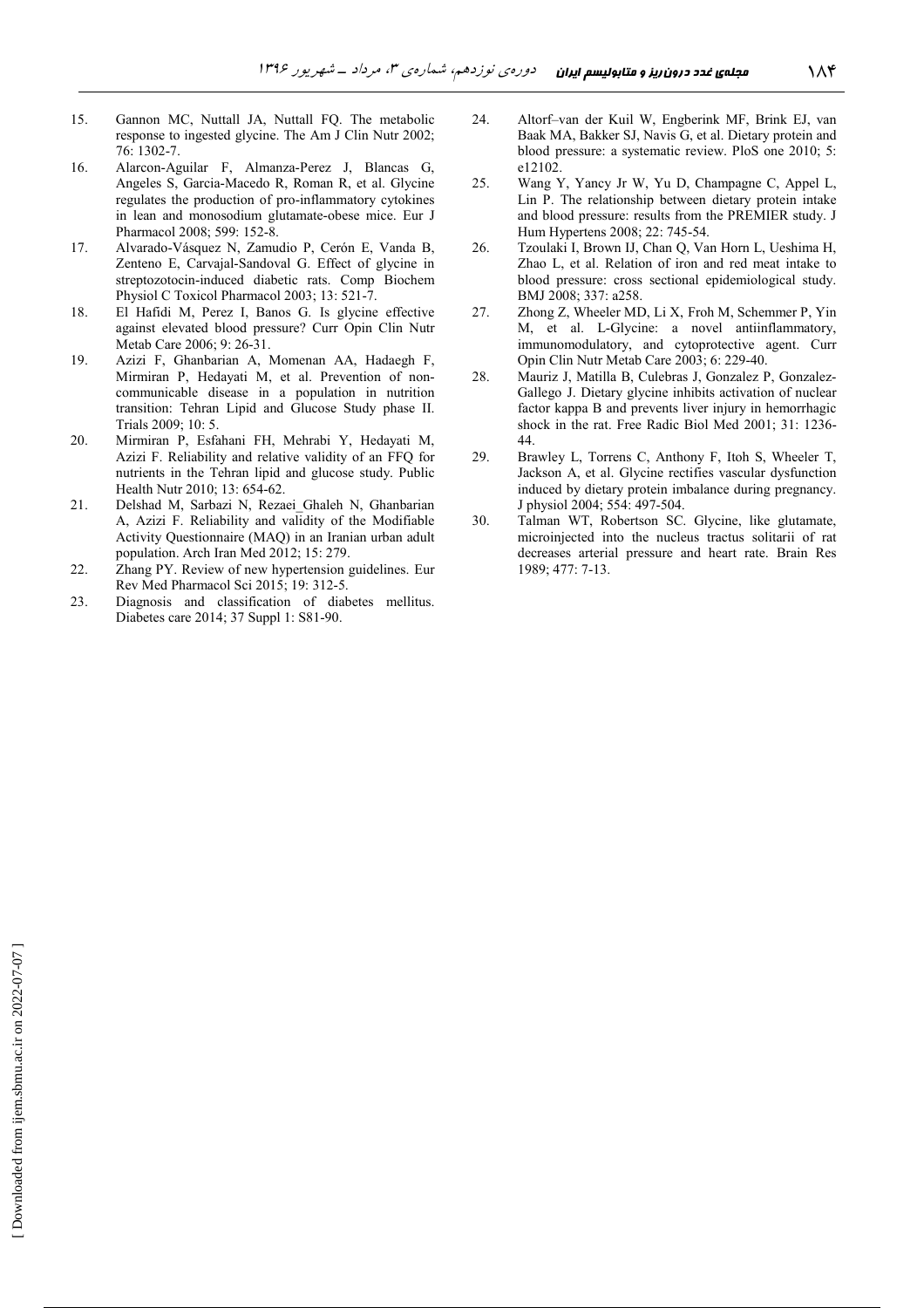15. Gannon MC, Nuttall JA, Nuttall FQ. The metabolic response to ingested glycine. The Am J Clin Nutr 2002; 76: 1302-7.
16. Alarcon-Aguilar F, Almanza-Perez J, Blancas G, Angeles S, Garcia-Macedo R, Roman R, et al. Glycine regulates the production of pro-inflammatory cytokines in lean and monosodium glutamate-obese mice. Eur J Pharmacol 2008; 599: 152-8.
17. Alvarado-Vásquez N, Zamudio P, Cerón E, Vanda B, Zenteno E, Carvajal-Sandoval G. Effect of glycine in streptozotocin-induced diabetic rats. Comp Biochem Physiol C Toxicol Pharmacol 2003; 13: 521-7.
18. El Hafidi M, Perez I, Banos G. Is glycine effective against elevated blood pressure? Curr Opin Clin Nutr Metab Care 2006; 9: 26-31.
19. Azizi F, Ghanbarian A, Momenan AA, Hadaegh F, Mirmiran P, Hedayati M, et al. Prevention of non-communicable disease in a population in nutrition transition: Tehran Lipid and Glucose Study phase II. Trials 2009; 10: 5.
20. Mirmiran P, Esfahani FH, Mehrabi Y, Hedayati M, Azizi F. Reliability and relative validity of an FFQ for nutrients in the Tehran lipid and glucose study. Public Health Nutr 2010; 13: 654-62.
21. Delshad M, Sarbazi N, Rezaei_Ghaleh N, Ghanbarian A, Azizi F. Reliability and validity of the Modifiable Activity Questionnaire (MAQ) in an Iranian urban adult population. Arch Iran Med 2012; 15: 279.
22. Zhang PY. Review of new hypertension guidelines. Eur Rev Med Pharmacol Sci 2015; 19: 312-5.
23. Diagnosis and classification of diabetes mellitus. Diabetes care 2014; 37 Suppl 1: S81-90.
24. Altorf–van der Kuil W, Engberink MF, Brink EJ, van Baak MA, Bakker SJ, Navis G, et al. Dietary protein and blood pressure: a systematic review. PloS one 2010; 5: e12102.
25. Wang Y, Yancy Jr W, Yu D, Champagne C, Appel L, Lin P. The relationship between dietary protein intake and blood pressure: results from the PREMIER study. J Hum Hypertens 2008; 22: 745-54.
26. Tzoulaki I, Brown IJ, Chan Q, Van Horn L, Ueshima H, Zhao L, et al. Relation of iron and red meat intake to blood pressure: cross sectional epidemiological study. BMJ 2008; 337: a258.
27. Zhong Z, Wheeler MD, Li X, Froh M, Schemmer P, Yin M, et al. L-Glycine: a novel antiinflammatory, immunomodulatory, and cytoprotective agent. Curr Opin Clin Nutr Metab Care 2003; 6: 229-40.
28. Mauriz J, Matilla B, Culebras J, Gonzalez P, Gonzalez-Gallego J. Dietary glycine inhibits activation of nuclear factor kappa B and prevents liver injury in hemorrhagic shock in the rat. Free Radic Biol Med 2001; 31: 1236-44.
29. Brawley L, Torrens C, Anthony F, Itoh S, Wheeler T, Jackson A, et al. Glycine rectifies vascular dysfunction induced by dietary protein imbalance during pregnancy. J physiol 2004; 554: 497-504.
30. Talman WT, Robertson SC. Glycine, like glutamate, microinjected into the nucleus tractus solitarii of rat decreases arterial pressure and heart rate. Brain Res 1989; 477: 7-13.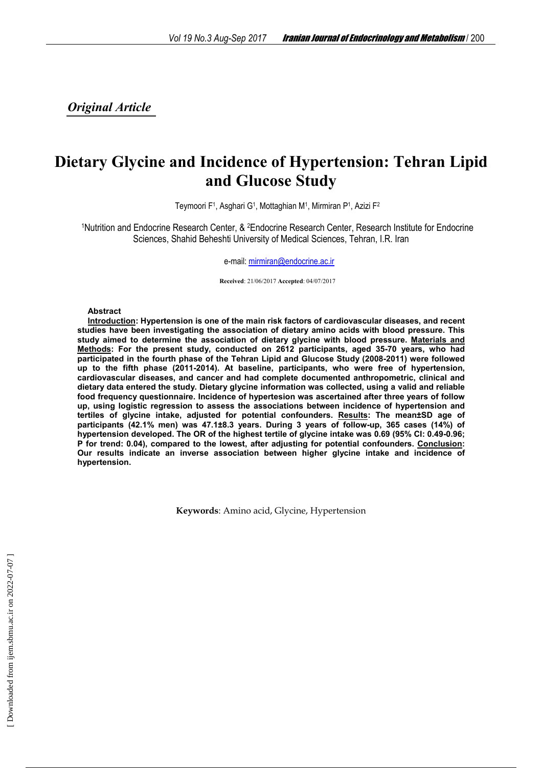*Original Article*

# Dietary Glycine and Incidence of Hypertension: Tehran Lipid and Glucose Study

Teymoori F[1], Asghari G[1], Mottaghian M[1], Mirmiran P[1], Azizi F[2]

[1]Nutrition and Endocrine Research Center, & [2]Endocrine Research Center, Research Institute for Endocrine Sciences, Shahid Beheshti University of Medical Sciences, Tehran, I.R. Iran

e-mail: mirmiran@endocrine.ac.ir

**Received**: 21/06/2017 **Accepted**: 04/07/2017

**Abstract**

**Introduction: Hypertension is one of the main risk factors of cardiovascular diseases, and recent studies have been investigating the association of dietary amino acids with blood pressure. This study aimed to determine the association of dietary glycine with blood pressure. Materials and Methods: For the present study, conducted on 2612 participants, aged 35-70 years, who had participated in the fourth phase of the Tehran Lipid and Glucose Study (2008-2011) were followed up to the fifth phase (2011-2014). At baseline, participants, who were free of hypertension, cardiovascular diseases, and cancer and had complete documented anthropometric, clinical and dietary data entered the study. Dietary glycine information was collected, using a valid and reliable food frequency questionnaire. Incidence of hypertesion was ascertained after three years of follow up, using logistic regression to assess the associations between incidence of hypertension and tertiles of glycine intake, adjusted for potential confounders. Results: The mean±SD age of participants (42.1% men) was 47.1±8.3 years. During 3 years of follow-up, 365 cases (14%) of hypertension developed. The OR of the highest tertile of glycine intake was 0.69 (95% CI: 0.49-0.96; P for trend: 0.04), compared to the lowest, after adjusting for potential confounders. Conclusion: Our results indicate an inverse association between higher glycine intake and incidence of hypertension.**

**Keywords**: Amino acid, Glycine, Hypertension